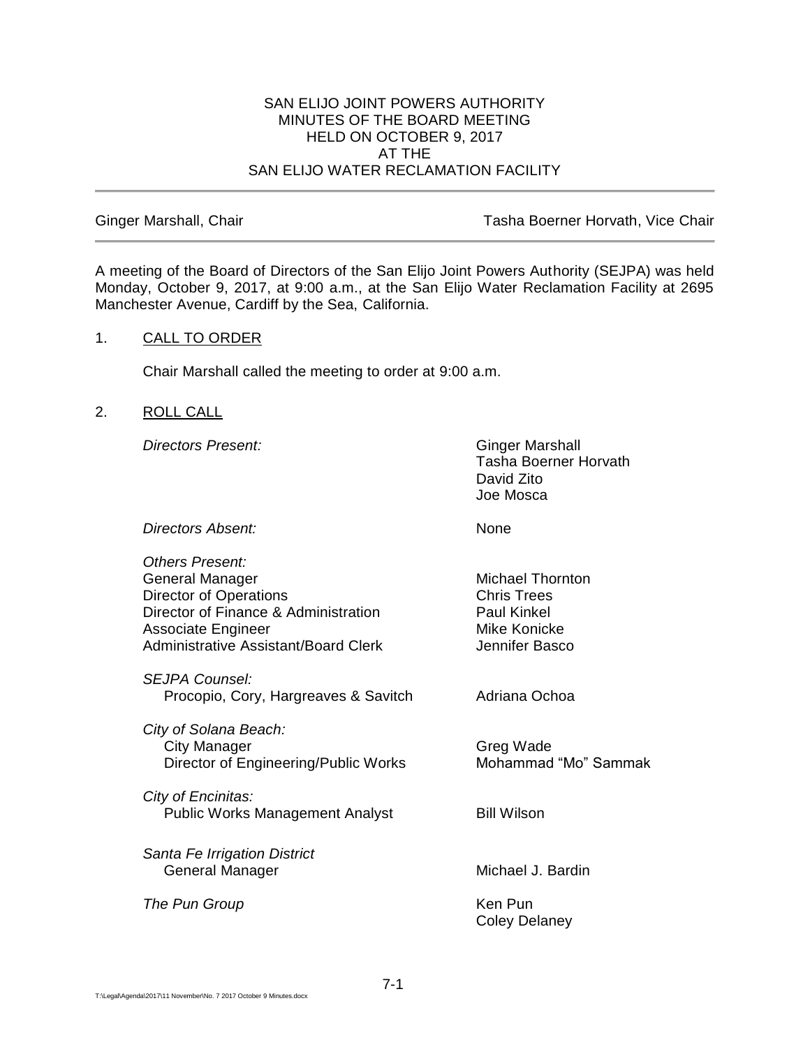# SAN ELIJO JOINT POWERS AUTHORITY
## MINUTES OF THE BOARD MEETING
## HELD ON OCTOBER 9, 2017
## AT THE
## SAN ELIJO WATER RECLAMATION FACILITY

---

Ginger Marshall, Chair — Tasha Boerner Horvath, Vice Chair

---

A meeting of the Board of Directors of the San Elijo Joint Powers Authority (SEJPA) was held Monday, October 9, 2017, at 9:00 a.m., at the San Elijo Water Reclamation Facility at 2695 Manchester Avenue, Cardiff by the Sea, California.

1. CALL TO ORDER

   Chair Marshall called the meeting to order at 9:00 a.m.

2. ROLL CALL

| | |
|---|---|
| *Directors Present:* | Ginger Marshall<br>Tasha Boerner Horvath<br>David Zito<br>Joe Mosca |
| *Directors Absent:* | None |
| *Others Present:* | |
| General Manager | Michael Thornton |
| Director of Operations | Chris Trees |
| Director of Finance & Administration | Paul Kinkel |
| Associate Engineer | Mike Konicke |
| Administrative Assistant/Board Clerk | Jennifer Basco |
| *SEJPA Counsel:* | |
| Procopio, Cory, Hargreaves & Savitch | Adriana Ochoa |
| *City of Solana Beach:* | |
| City Manager | Greg Wade |
| Director of Engineering/Public Works | Mohammad "Mo" Sammak |
| *City of Encinitas:* | |
| Public Works Management Analyst | Bill Wilson |
| *Santa Fe Irrigation District* | |
| General Manager | Michael J. Bardin |
| *The Pun Group* | Ken Pun<br>Coley Delaney |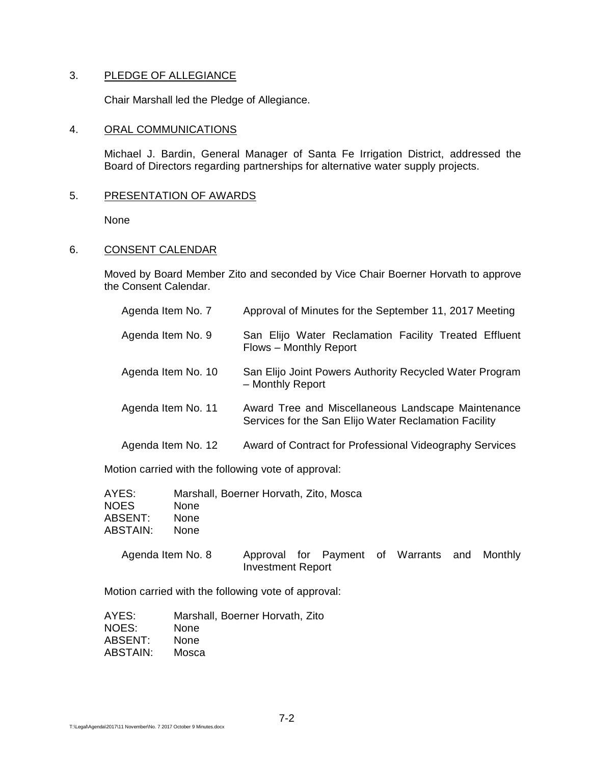## 3. PLEDGE OF ALLEGIANCE

Chair Marshall led the Pledge of Allegiance.

## 4. ORAL COMMUNICATIONS

Michael J. Bardin, General Manager of Santa Fe Irrigation District, addressed the Board of Directors regarding partnerships for alternative water supply projects.

## 5. PRESENTATION OF AWARDS

None

## 6. CONSENT CALENDAR

Moved by Board Member Zito and seconded by Vice Chair Boerner Horvath to approve the Consent Calendar.

| | |
|---|---|
| Agenda Item No. 7 | Approval of Minutes for the September 11, 2017 Meeting |
| Agenda Item No. 9 | San Elijo Water Reclamation Facility Treated Effluent Flows – Monthly Report |
| Agenda Item No. 10 | San Elijo Joint Powers Authority Recycled Water Program – Monthly Report |
| Agenda Item No. 11 | Award Tree and Miscellaneous Landscape Maintenance Services for the San Elijo Water Reclamation Facility |
| Agenda Item No. 12 | Award of Contract for Professional Videography Services |

Motion carried with the following vote of approval:

| | |
|---|---|
| AYES: | Marshall, Boerner Horvath, Zito, Mosca |
| NOES | None |
| ABSENT: | None |
| ABSTAIN: | None |

| | |
|---|---|
| Agenda Item No. 8 | Approval for Payment of Warrants and Monthly Investment Report |

Motion carried with the following vote of approval:

| | |
|---|---|
| AYES: | Marshall, Boerner Horvath, Zito |
| NOES: | None |
| ABSENT: | None |
| ABSTAIN: | Mosca |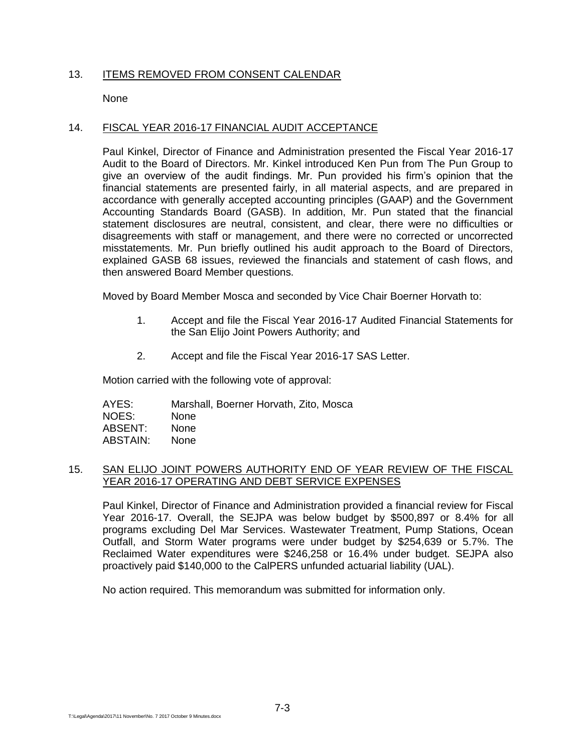## 13. ITEMS REMOVED FROM CONSENT CALENDAR

None

## 14. FISCAL YEAR 2016-17 FINANCIAL AUDIT ACCEPTANCE

Paul Kinkel, Director of Finance and Administration presented the Fiscal Year 2016-17 Audit to the Board of Directors. Mr. Kinkel introduced Ken Pun from The Pun Group to give an overview of the audit findings. Mr. Pun provided his firm's opinion that the financial statements are presented fairly, in all material aspects, and are prepared in accordance with generally accepted accounting principles (GAAP) and the Government Accounting Standards Board (GASB). In addition, Mr. Pun stated that the financial statement disclosures are neutral, consistent, and clear, there were no difficulties or disagreements with staff or management, and there were no corrected or uncorrected misstatements. Mr. Pun briefly outlined his audit approach to the Board of Directors, explained GASB 68 issues, reviewed the financials and statement of cash flows, and then answered Board Member questions.

Moved by Board Member Mosca and seconded by Vice Chair Boerner Horvath to:

1. Accept and file the Fiscal Year 2016-17 Audited Financial Statements for the San Elijo Joint Powers Authority; and
2. Accept and file the Fiscal Year 2016-17 SAS Letter.

Motion carried with the following vote of approval:

| | |
|---|---|
| AYES: | Marshall, Boerner Horvath, Zito, Mosca |
| NOES: | None |
| ABSENT: | None |
| ABSTAIN: | None |

## 15. SAN ELIJO JOINT POWERS AUTHORITY END OF YEAR REVIEW OF THE FISCAL YEAR 2016-17 OPERATING AND DEBT SERVICE EXPENSES

Paul Kinkel, Director of Finance and Administration provided a financial review for Fiscal Year 2016-17. Overall, the SEJPA was below budget by $500,897 or 8.4% for all programs excluding Del Mar Services. Wastewater Treatment, Pump Stations, Ocean Outfall, and Storm Water programs were under budget by $254,639 or 5.7%. The Reclaimed Water expenditures were $246,258 or 16.4% under budget. SEJPA also proactively paid $140,000 to the CalPERS unfunded actuarial liability (UAL).

No action required. This memorandum was submitted for information only.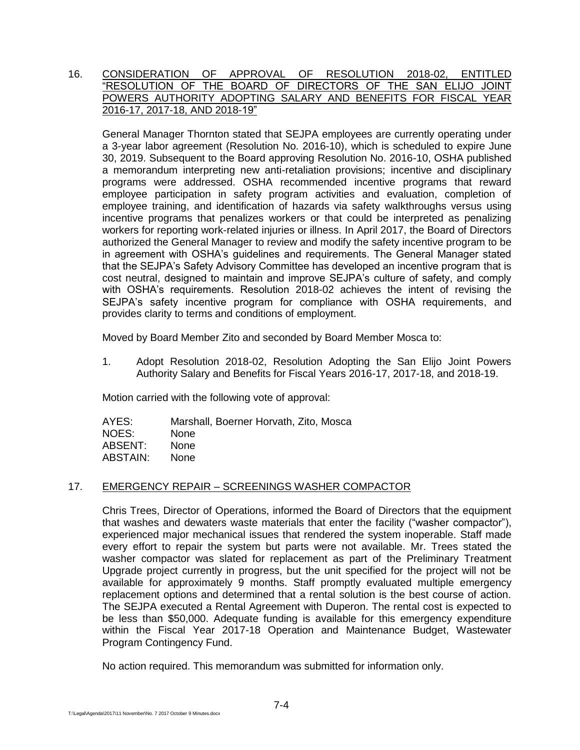16. CONSIDERATION OF APPROVAL OF RESOLUTION 2018-02, ENTITLED "RESOLUTION OF THE BOARD OF DIRECTORS OF THE SAN ELIJO JOINT POWERS AUTHORITY ADOPTING SALARY AND BENEFITS FOR FISCAL YEAR 2016-17, 2017-18, AND 2018-19"

General Manager Thornton stated that SEJPA employees are currently operating under a 3-year labor agreement (Resolution No. 2016-10), which is scheduled to expire June 30, 2019. Subsequent to the Board approving Resolution No. 2016-10, OSHA published a memorandum interpreting new anti-retaliation provisions; incentive and disciplinary programs were addressed. OSHA recommended incentive programs that reward employee participation in safety program activities and evaluation, completion of employee training, and identification of hazards via safety walkthroughs versus using incentive programs that penalizes workers or that could be interpreted as penalizing workers for reporting work-related injuries or illness. In April 2017, the Board of Directors authorized the General Manager to review and modify the safety incentive program to be in agreement with OSHA's guidelines and requirements. The General Manager stated that the SEJPA's Safety Advisory Committee has developed an incentive program that is cost neutral, designed to maintain and improve SEJPA's culture of safety, and comply with OSHA's requirements. Resolution 2018-02 achieves the intent of revising the SEJPA's safety incentive program for compliance with OSHA requirements, and provides clarity to terms and conditions of employment.

Moved by Board Member Zito and seconded by Board Member Mosca to:

1. Adopt Resolution 2018-02, Resolution Adopting the San Elijo Joint Powers Authority Salary and Benefits for Fiscal Years 2016-17, 2017-18, and 2018-19.

Motion carried with the following vote of approval:

AYES: Marshall, Boerner Horvath, Zito, Mosca
NOES: None
ABSENT: None
ABSTAIN: None

17. EMERGENCY REPAIR – SCREENINGS WASHER COMPACTOR

Chris Trees, Director of Operations, informed the Board of Directors that the equipment that washes and dewaters waste materials that enter the facility ("washer compactor"), experienced major mechanical issues that rendered the system inoperable. Staff made every effort to repair the system but parts were not available. Mr. Trees stated the washer compactor was slated for replacement as part of the Preliminary Treatment Upgrade project currently in progress, but the unit specified for the project will not be available for approximately 9 months. Staff promptly evaluated multiple emergency replacement options and determined that a rental solution is the best course of action. The SEJPA executed a Rental Agreement with Duperon. The rental cost is expected to be less than $50,000. Adequate funding is available for this emergency expenditure within the Fiscal Year 2017-18 Operation and Maintenance Budget, Wastewater Program Contingency Fund.

No action required. This memorandum was submitted for information only.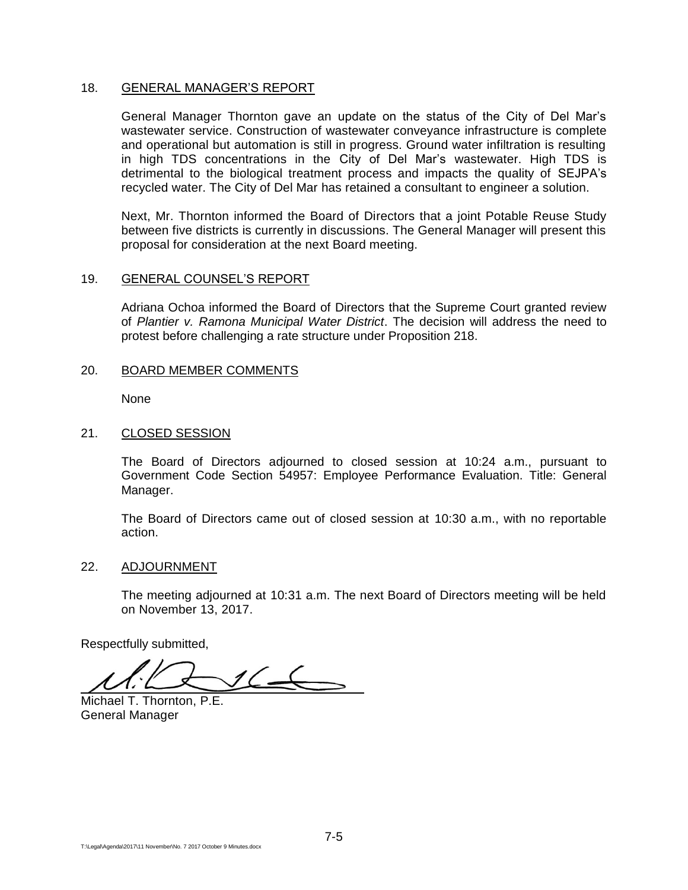## 18. GENERAL MANAGER'S REPORT

General Manager Thornton gave an update on the status of the City of Del Mar's wastewater service. Construction of wastewater conveyance infrastructure is complete and operational but automation is still in progress. Ground water infiltration is resulting in high TDS concentrations in the City of Del Mar's wastewater. High TDS is detrimental to the biological treatment process and impacts the quality of SEJPA's recycled water. The City of Del Mar has retained a consultant to engineer a solution.

Next, Mr. Thornton informed the Board of Directors that a joint Potable Reuse Study between five districts is currently in discussions. The General Manager will present this proposal for consideration at the next Board meeting.

## 19. GENERAL COUNSEL'S REPORT

Adriana Ochoa informed the Board of Directors that the Supreme Court granted review of *Plantier v. Ramona Municipal Water District*. The decision will address the need to protest before challenging a rate structure under Proposition 218.

## 20. BOARD MEMBER COMMENTS

None

## 21. CLOSED SESSION

The Board of Directors adjourned to closed session at 10:24 a.m., pursuant to Government Code Section 54957: Employee Performance Evaluation. Title: General Manager.

The Board of Directors came out of closed session at 10:30 a.m., with no reportable action.

## 22. ADJOURNMENT

The meeting adjourned at 10:31 a.m. The next Board of Directors meeting will be held on November 13, 2017.

Respectfully submitted,

Michael T. Thornton, P.E.
General Manager

T:\Legal\Agenda\2017\11 November\No. 7 2017 October 9 Minutes.docx